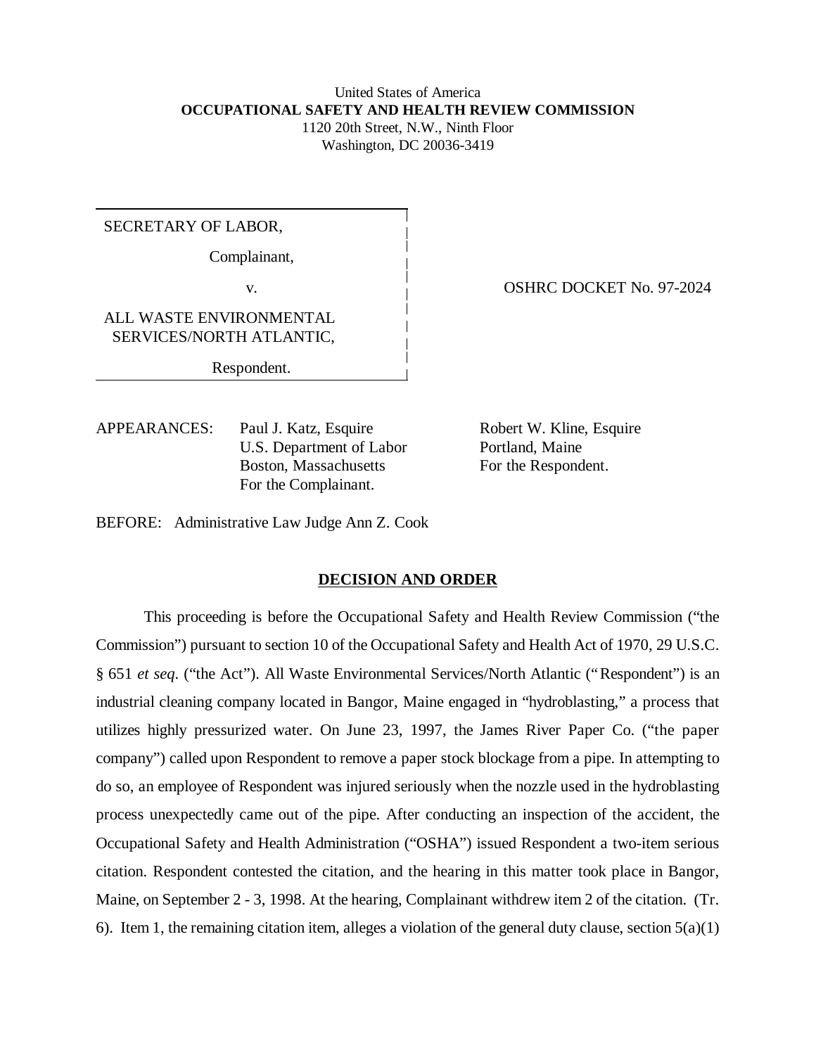United States of America
**OCCUPATIONAL SAFETY AND HEALTH REVIEW COMMISSION**
1120 20th Street, N.W., Ninth Floor
Washington, DC 20036-3419

| | |
|---|---|
| SECRETARY OF LABOR,<br><br>Complainant,<br><br>v.<br><br>ALL WASTE ENVIRONMENTAL SERVICES/NORTH ATLANTIC,<br><br>Respondent. | OSHRC DOCKET No. 97-2024 |

APPEARANCES:

Paul J. Katz, Esquire
U.S. Department of Labor
Boston, Massachusetts
For the Complainant.

Robert W. Kline, Esquire
Portland, Maine
For the Respondent.

BEFORE: Administrative Law Judge Ann Z. Cook

## DECISION AND ORDER

This proceeding is before the Occupational Safety and Health Review Commission ("the Commission") pursuant to section 10 of the Occupational Safety and Health Act of 1970, 29 U.S.C. § 651 *et seq*. ("the Act"). All Waste Environmental Services/North Atlantic ("Respondent") is an industrial cleaning company located in Bangor, Maine engaged in "hydroblasting," a process that utilizes highly pressurized water. On June 23, 1997, the James River Paper Co. ("the paper company") called upon Respondent to remove a paper stock blockage from a pipe. In attempting to do so, an employee of Respondent was injured seriously when the nozzle used in the hydroblasting process unexpectedly came out of the pipe. After conducting an inspection of the accident, the Occupational Safety and Health Administration ("OSHA") issued Respondent a two-item serious citation. Respondent contested the citation, and the hearing in this matter took place in Bangor, Maine, on September 2 - 3, 1998. At the hearing, Complainant withdrew item 2 of the citation. (Tr. 6). Item 1, the remaining citation item, alleges a violation of the general duty clause, section 5(a)(1)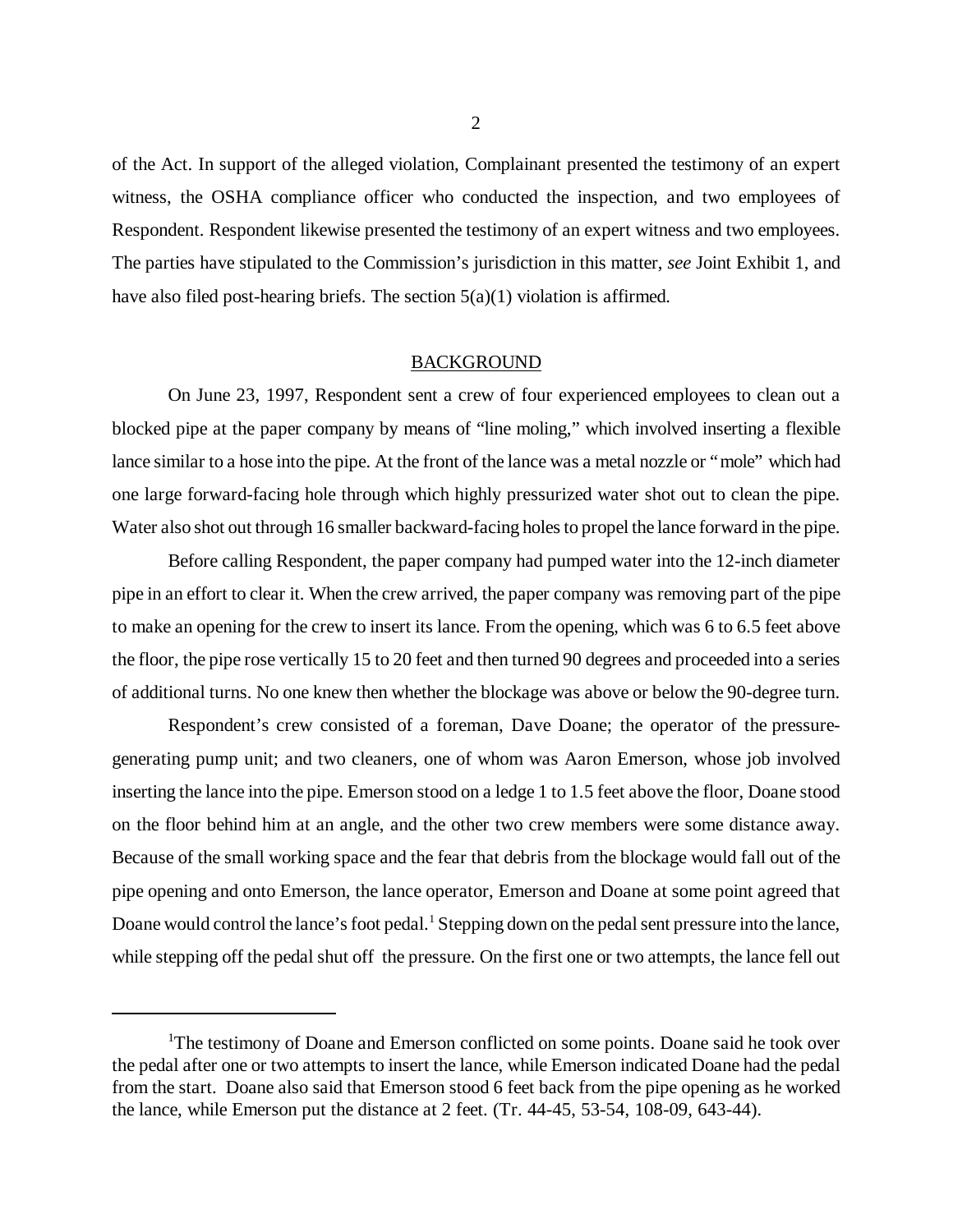of the Act. In support of the alleged violation, Complainant presented the testimony of an expert witness, the OSHA compliance officer who conducted the inspection, and two employees of Respondent. Respondent likewise presented the testimony of an expert witness and two employees. The parties have stipulated to the Commission's jurisdiction in this matter, *see* Joint Exhibit 1, and have also filed post-hearing briefs. The section 5(a)(1) violation is affirmed.

## BACKGROUND

On June 23, 1997, Respondent sent a crew of four experienced employees to clean out a blocked pipe at the paper company by means of "line moling," which involved inserting a flexible lance similar to a hose into the pipe. At the front of the lance was a metal nozzle or "mole" which had one large forward-facing hole through which highly pressurized water shot out to clean the pipe. Water also shot out through 16 smaller backward-facing holes to propel the lance forward in the pipe.

Before calling Respondent, the paper company had pumped water into the 12-inch diameter pipe in an effort to clear it. When the crew arrived, the paper company was removing part of the pipe to make an opening for the crew to insert its lance. From the opening, which was 6 to 6.5 feet above the floor, the pipe rose vertically 15 to 20 feet and then turned 90 degrees and proceeded into a series of additional turns. No one knew then whether the blockage was above or below the 90-degree turn.

Respondent's crew consisted of a foreman, Dave Doane; the operator of the pressure-generating pump unit; and two cleaners, one of whom was Aaron Emerson, whose job involved inserting the lance into the pipe. Emerson stood on a ledge 1 to 1.5 feet above the floor, Doane stood on the floor behind him at an angle, and the other two crew members were some distance away. Because of the small working space and the fear that debris from the blockage would fall out of the pipe opening and onto Emerson, the lance operator, Emerson and Doane at some point agreed that Doane would control the lance's foot pedal.[1] Stepping down on the pedal sent pressure into the lance, while stepping off the pedal shut off the pressure. On the first one or two attempts, the lance fell out

[1]The testimony of Doane and Emerson conflicted on some points. Doane said he took over the pedal after one or two attempts to insert the lance, while Emerson indicated Doane had the pedal from the start. Doane also said that Emerson stood 6 feet back from the pipe opening as he worked the lance, while Emerson put the distance at 2 feet. (Tr. 44-45, 53-54, 108-09, 643-44).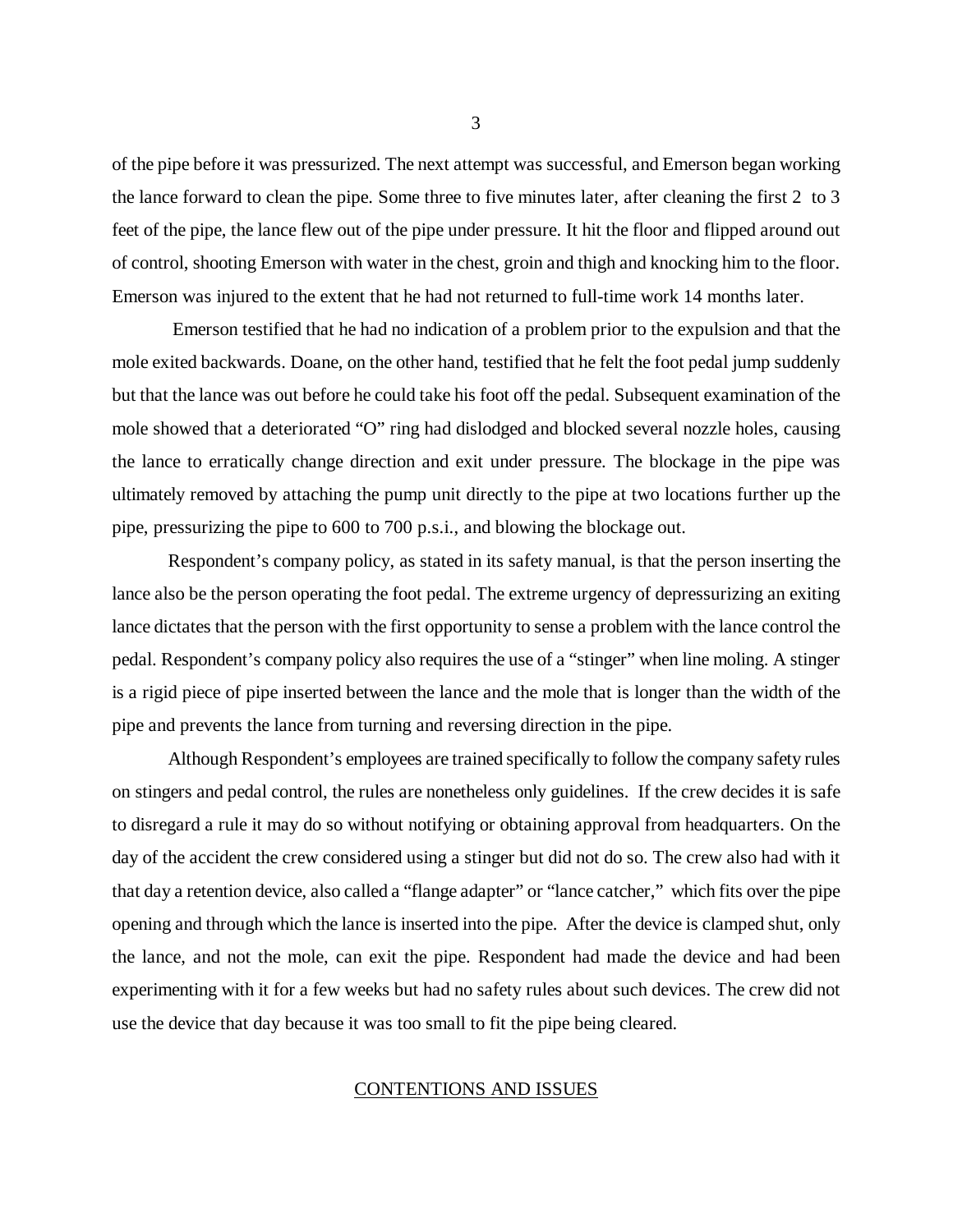of the pipe before it was pressurized. The next attempt was successful, and Emerson began working the lance forward to clean the pipe. Some three to five minutes later, after cleaning the first 2 to 3 feet of the pipe, the lance flew out of the pipe under pressure. It hit the floor and flipped around out of control, shooting Emerson with water in the chest, groin and thigh and knocking him to the floor. Emerson was injured to the extent that he had not returned to full-time work 14 months later.

Emerson testified that he had no indication of a problem prior to the expulsion and that the mole exited backwards. Doane, on the other hand, testified that he felt the foot pedal jump suddenly but that the lance was out before he could take his foot off the pedal. Subsequent examination of the mole showed that a deteriorated "O" ring had dislodged and blocked several nozzle holes, causing the lance to erratically change direction and exit under pressure. The blockage in the pipe was ultimately removed by attaching the pump unit directly to the pipe at two locations further up the pipe, pressurizing the pipe to 600 to 700 p.s.i., and blowing the blockage out.

Respondent's company policy, as stated in its safety manual, is that the person inserting the lance also be the person operating the foot pedal. The extreme urgency of depressurizing an exiting lance dictates that the person with the first opportunity to sense a problem with the lance control the pedal. Respondent's company policy also requires the use of a "stinger" when line moling. A stinger is a rigid piece of pipe inserted between the lance and the mole that is longer than the width of the pipe and prevents the lance from turning and reversing direction in the pipe.

Although Respondent's employees are trained specifically to follow the company safety rules on stingers and pedal control, the rules are nonetheless only guidelines. If the crew decides it is safe to disregard a rule it may do so without notifying or obtaining approval from headquarters. On the day of the accident the crew considered using a stinger but did not do so. The crew also had with it that day a retention device, also called a "flange adapter" or "lance catcher," which fits over the pipe opening and through which the lance is inserted into the pipe. After the device is clamped shut, only the lance, and not the mole, can exit the pipe. Respondent had made the device and had been experimenting with it for a few weeks but had no safety rules about such devices. The crew did not use the device that day because it was too small to fit the pipe being cleared.

## CONTENTIONS AND ISSUES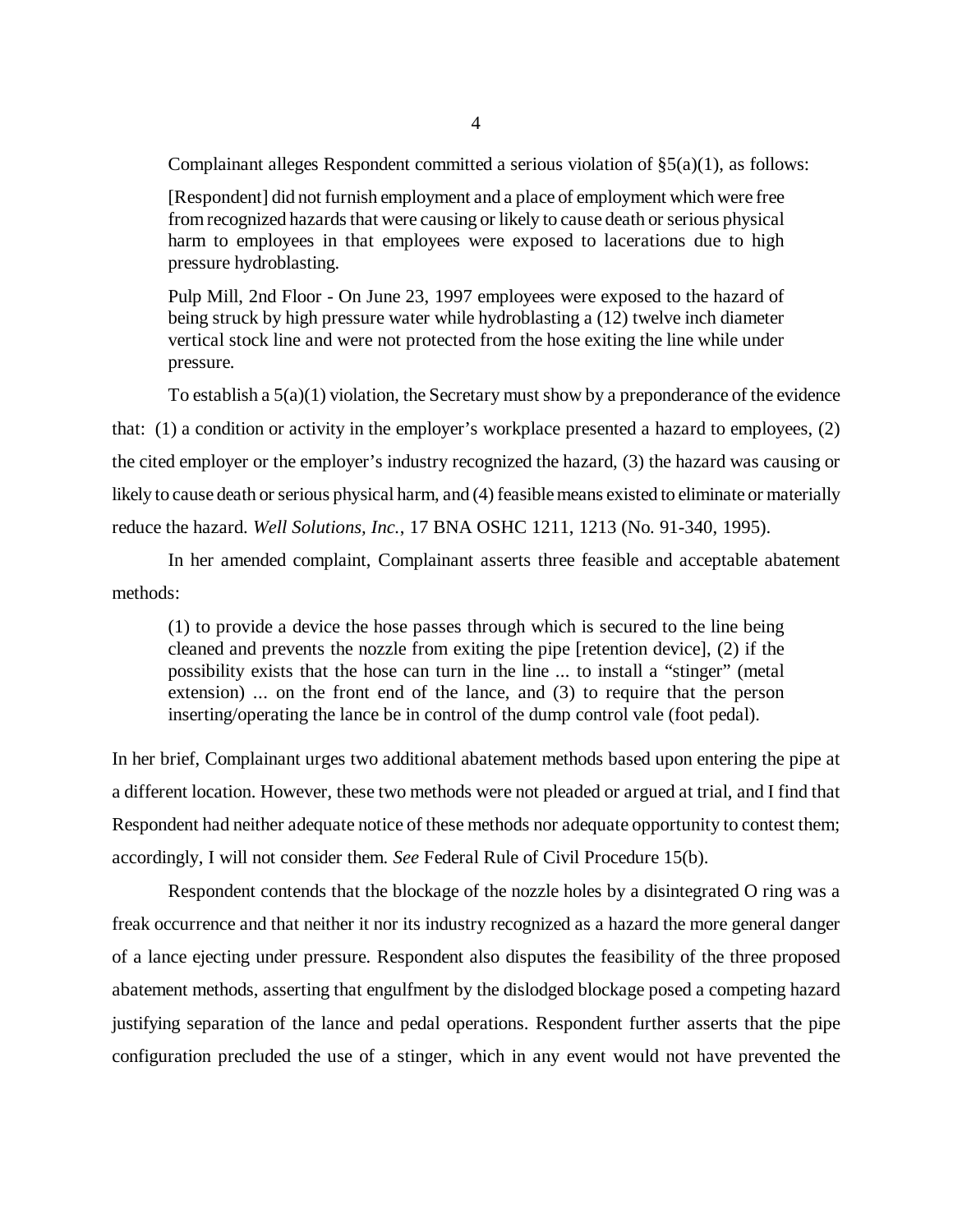Complainant alleges Respondent committed a serious violation of §5(a)(1), as follows:

> [Respondent] did not furnish employment and a place of employment which were free from recognized hazards that were causing or likely to cause death or serious physical harm to employees in that employees were exposed to lacerations due to high pressure hydroblasting.
>
> Pulp Mill, 2nd Floor - On June 23, 1997 employees were exposed to the hazard of being struck by high pressure water while hydroblasting a (12) twelve inch diameter vertical stock line and were not protected from the hose exiting the line while under pressure.

To establish a 5(a)(1) violation, the Secretary must show by a preponderance of the evidence that: (1) a condition or activity in the employer's workplace presented a hazard to employees, (2) the cited employer or the employer's industry recognized the hazard, (3) the hazard was causing or likely to cause death or serious physical harm, and (4) feasible means existed to eliminate or materially reduce the hazard. *Well Solutions, Inc.*, 17 BNA OSHC 1211, 1213 (No. 91-340, 1995).

In her amended complaint, Complainant asserts three feasible and acceptable abatement methods:

> (1) to provide a device the hose passes through which is secured to the line being cleaned and prevents the nozzle from exiting the pipe [retention device], (2) if the possibility exists that the hose can turn in the line ... to install a "stinger" (metal extension) ... on the front end of the lance, and (3) to require that the person inserting/operating the lance be in control of the dump control vale (foot pedal).

In her brief, Complainant urges two additional abatement methods based upon entering the pipe at a different location. However, these two methods were not pleaded or argued at trial, and I find that Respondent had neither adequate notice of these methods nor adequate opportunity to contest them; accordingly, I will not consider them. *See* Federal Rule of Civil Procedure 15(b).

Respondent contends that the blockage of the nozzle holes by a disintegrated O ring was a freak occurrence and that neither it nor its industry recognized as a hazard the more general danger of a lance ejecting under pressure. Respondent also disputes the feasibility of the three proposed abatement methods, asserting that engulfment by the dislodged blockage posed a competing hazard justifying separation of the lance and pedal operations. Respondent further asserts that the pipe configuration precluded the use of a stinger, which in any event would not have prevented the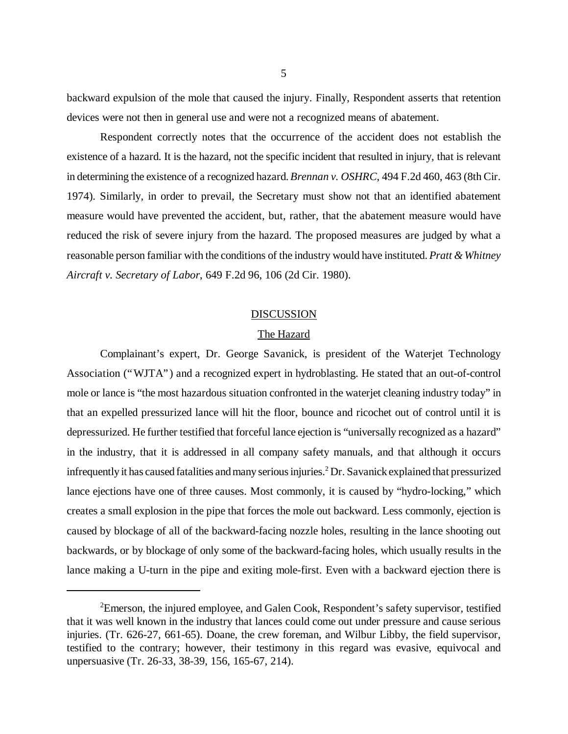backward expulsion of the mole that caused the injury. Finally, Respondent asserts that retention devices were not then in general use and were not a recognized means of abatement.

Respondent correctly notes that the occurrence of the accident does not establish the existence of a hazard. It is the hazard, not the specific incident that resulted in injury, that is relevant in determining the existence of a recognized hazard. *Brennan v. OSHRC*, 494 F.2d 460, 463 (8th Cir. 1974). Similarly, in order to prevail, the Secretary must show not that an identified abatement measure would have prevented the accident, but, rather, that the abatement measure would have reduced the risk of severe injury from the hazard. The proposed measures are judged by what a reasonable person familiar with the conditions of the industry would have instituted. *Pratt & Whitney Aircraft v. Secretary of Labor*, 649 F.2d 96, 106 (2d Cir. 1980).

## DISCUSSION

### The Hazard

Complainant's expert, Dr. George Savanick, is president of the Waterjet Technology Association ("WJTA") and a recognized expert in hydroblasting. He stated that an out-of-control mole or lance is "the most hazardous situation confronted in the waterjet cleaning industry today" in that an expelled pressurized lance will hit the floor, bounce and ricochet out of control until it is depressurized. He further testified that forceful lance ejection is "universally recognized as a hazard" in the industry, that it is addressed in all company safety manuals, and that although it occurs infrequently it has caused fatalities and many serious injuries.[2] Dr. Savanick explained that pressurized lance ejections have one of three causes. Most commonly, it is caused by "hydro-locking," which creates a small explosion in the pipe that forces the mole out backward. Less commonly, ejection is caused by blockage of all of the backward-facing nozzle holes, resulting in the lance shooting out backwards, or by blockage of only some of the backward-facing holes, which usually results in the lance making a U-turn in the pipe and exiting mole-first. Even with a backward ejection there is

---

[2]Emerson, the injured employee, and Galen Cook, Respondent's safety supervisor, testified that it was well known in the industry that lances could come out under pressure and cause serious injuries. (Tr. 626-27, 661-65). Doane, the crew foreman, and Wilbur Libby, the field supervisor, testified to the contrary; however, their testimony in this regard was evasive, equivocal and unpersuasive (Tr. 26-33, 38-39, 156, 165-67, 214).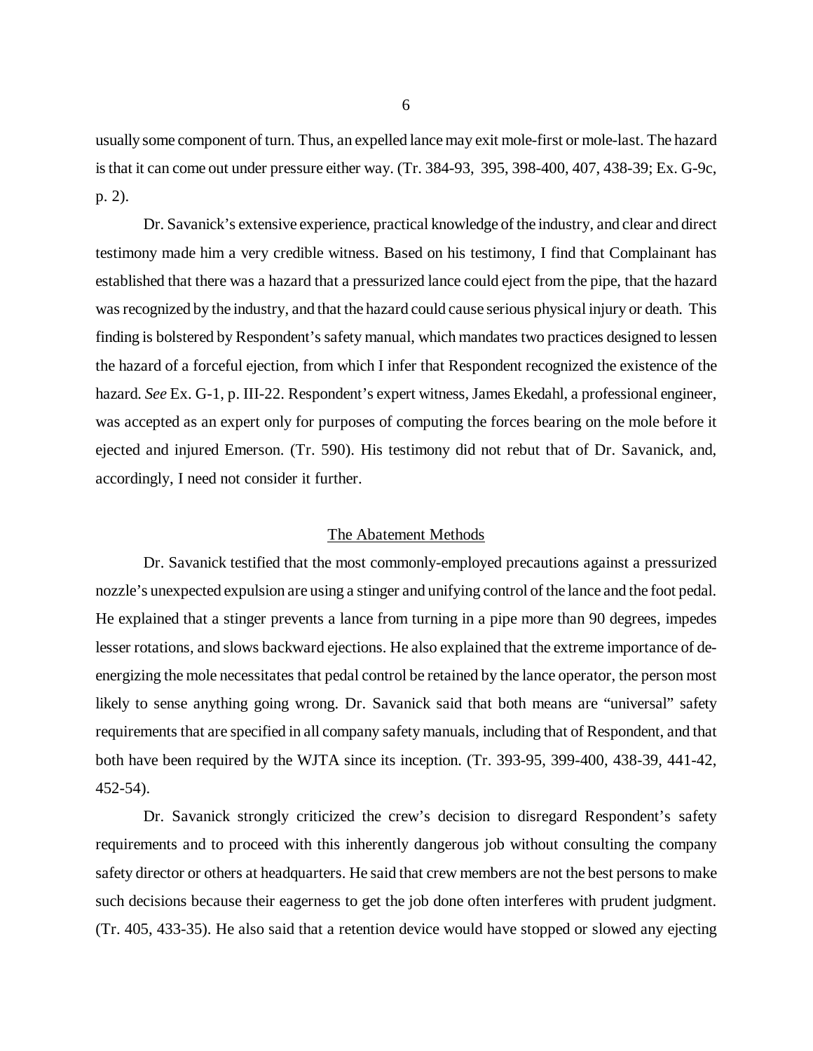usually some component of turn. Thus, an expelled lance may exit mole-first or mole-last. The hazard is that it can come out under pressure either way. (Tr. 384-93, 395, 398-400, 407, 438-39; Ex. G-9c, p. 2).

Dr. Savanick's extensive experience, practical knowledge of the industry, and clear and direct testimony made him a very credible witness. Based on his testimony, I find that Complainant has established that there was a hazard that a pressurized lance could eject from the pipe, that the hazard was recognized by the industry, and that the hazard could cause serious physical injury or death. This finding is bolstered by Respondent's safety manual, which mandates two practices designed to lessen the hazard of a forceful ejection, from which I infer that Respondent recognized the existence of the hazard. *See* Ex. G-1, p. III-22. Respondent's expert witness, James Ekedahl, a professional engineer, was accepted as an expert only for purposes of computing the forces bearing on the mole before it ejected and injured Emerson. (Tr. 590). His testimony did not rebut that of Dr. Savanick, and, accordingly, I need not consider it further.

## The Abatement Methods

Dr. Savanick testified that the most commonly-employed precautions against a pressurized nozzle's unexpected expulsion are using a stinger and unifying control of the lance and the foot pedal. He explained that a stinger prevents a lance from turning in a pipe more than 90 degrees, impedes lesser rotations, and slows backward ejections. He also explained that the extreme importance of de-energizing the mole necessitates that pedal control be retained by the lance operator, the person most likely to sense anything going wrong. Dr. Savanick said that both means are "universal" safety requirements that are specified in all company safety manuals, including that of Respondent, and that both have been required by the WJTA since its inception. (Tr. 393-95, 399-400, 438-39, 441-42, 452-54).

Dr. Savanick strongly criticized the crew's decision to disregard Respondent's safety requirements and to proceed with this inherently dangerous job without consulting the company safety director or others at headquarters. He said that crew members are not the best persons to make such decisions because their eagerness to get the job done often interferes with prudent judgment. (Tr. 405, 433-35). He also said that a retention device would have stopped or slowed any ejecting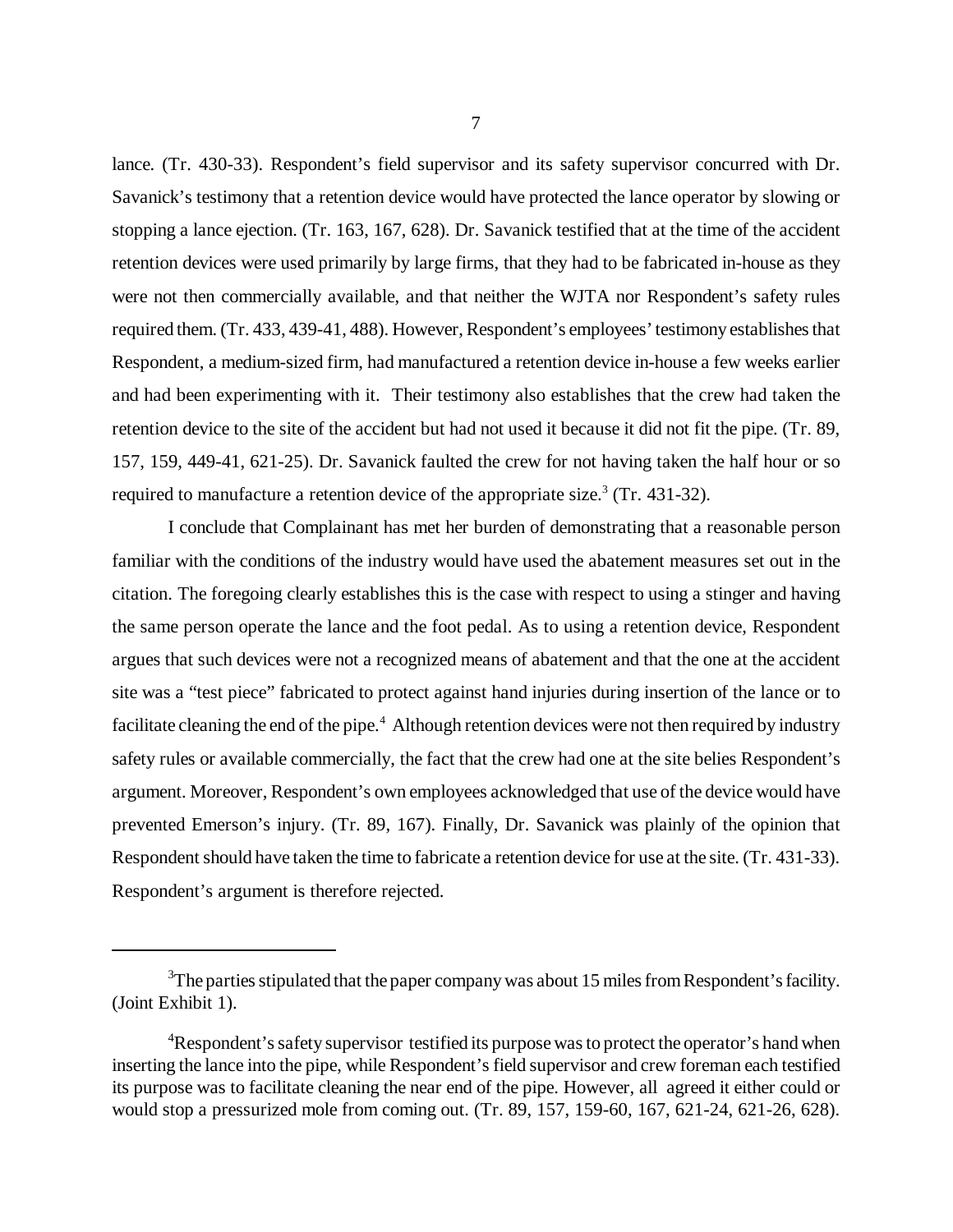lance. (Tr. 430-33). Respondent's field supervisor and its safety supervisor concurred with Dr. Savanick's testimony that a retention device would have protected the lance operator by slowing or stopping a lance ejection. (Tr. 163, 167, 628). Dr. Savanick testified that at the time of the accident retention devices were used primarily by large firms, that they had to be fabricated in-house as they were not then commercially available, and that neither the WJTA nor Respondent's safety rules required them. (Tr. 433, 439-41, 488). However, Respondent's employees' testimony establishes that Respondent, a medium-sized firm, had manufactured a retention device in-house a few weeks earlier and had been experimenting with it. Their testimony also establishes that the crew had taken the retention device to the site of the accident but had not used it because it did not fit the pipe. (Tr. 89, 157, 159, 449-41, 621-25). Dr. Savanick faulted the crew for not having taken the half hour or so required to manufacture a retention device of the appropriate size.[3] (Tr. 431-32).

I conclude that Complainant has met her burden of demonstrating that a reasonable person familiar with the conditions of the industry would have used the abatement measures set out in the citation. The foregoing clearly establishes this is the case with respect to using a stinger and having the same person operate the lance and the foot pedal. As to using a retention device, Respondent argues that such devices were not a recognized means of abatement and that the one at the accident site was a "test piece" fabricated to protect against hand injuries during insertion of the lance or to facilitate cleaning the end of the pipe.[4] Although retention devices were not then required by industry safety rules or available commercially, the fact that the crew had one at the site belies Respondent's argument. Moreover, Respondent's own employees acknowledged that use of the device would have prevented Emerson's injury. (Tr. 89, 167). Finally, Dr. Savanick was plainly of the opinion that Respondent should have taken the time to fabricate a retention device for use at the site. (Tr. 431-33). Respondent's argument is therefore rejected.

---

[3]The parties stipulated that the paper company was about 15 miles from Respondent's facility. (Joint Exhibit 1).

[4]Respondent's safety supervisor testified its purpose was to protect the operator's hand when inserting the lance into the pipe, while Respondent's field supervisor and crew foreman each testified its purpose was to facilitate cleaning the near end of the pipe. However, all agreed it either could or would stop a pressurized mole from coming out. (Tr. 89, 157, 159-60, 167, 621-24, 621-26, 628).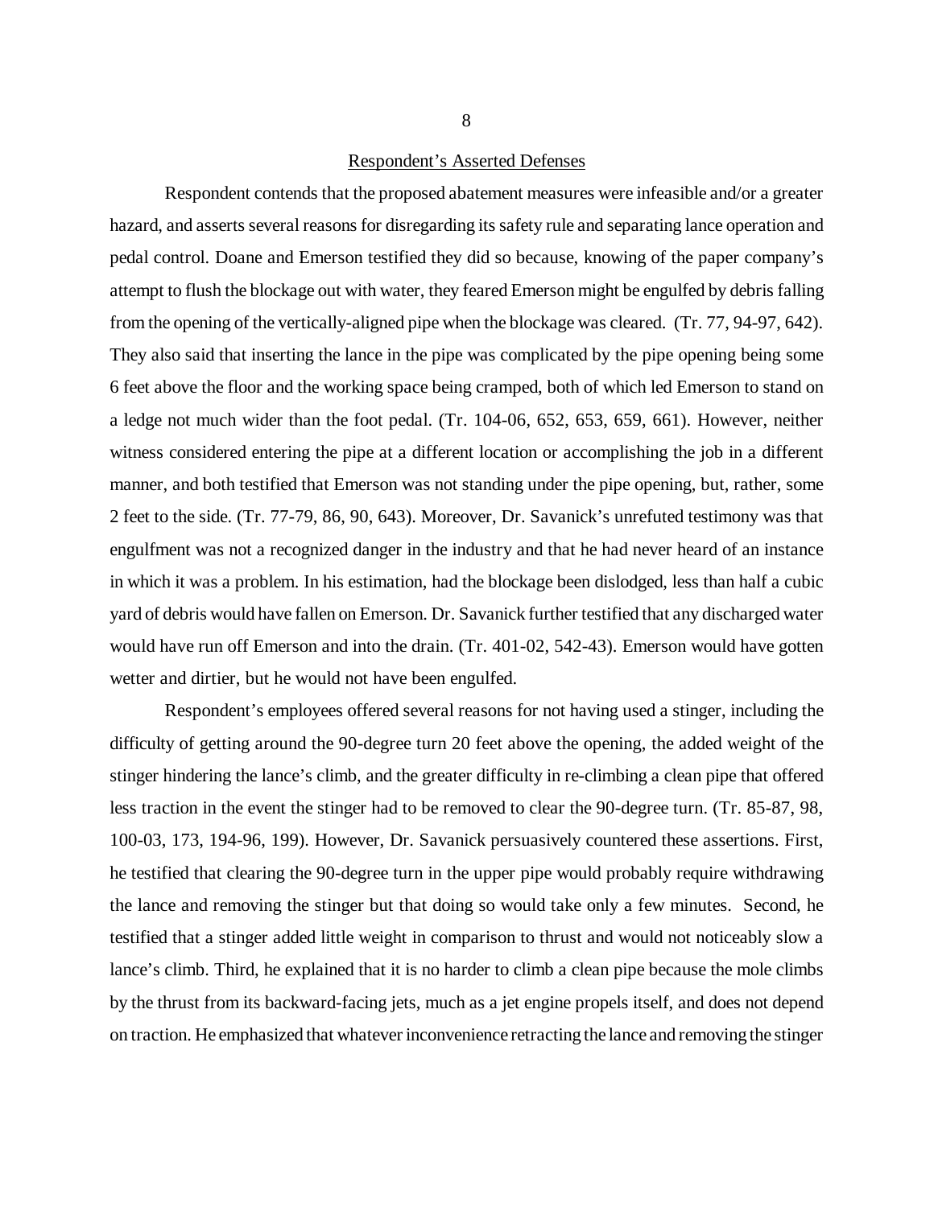Respondent's Asserted Defenses

Respondent contends that the proposed abatement measures were infeasible and/or a greater hazard, and asserts several reasons for disregarding its safety rule and separating lance operation and pedal control. Doane and Emerson testified they did so because, knowing of the paper company's attempt to flush the blockage out with water, they feared Emerson might be engulfed by debris falling from the opening of the vertically-aligned pipe when the blockage was cleared. (Tr. 77, 94-97, 642). They also said that inserting the lance in the pipe was complicated by the pipe opening being some 6 feet above the floor and the working space being cramped, both of which led Emerson to stand on a ledge not much wider than the foot pedal. (Tr. 104-06, 652, 653, 659, 661). However, neither witness considered entering the pipe at a different location or accomplishing the job in a different manner, and both testified that Emerson was not standing under the pipe opening, but, rather, some 2 feet to the side. (Tr. 77-79, 86, 90, 643). Moreover, Dr. Savanick's unrefuted testimony was that engulfment was not a recognized danger in the industry and that he had never heard of an instance in which it was a problem. In his estimation, had the blockage been dislodged, less than half a cubic yard of debris would have fallen on Emerson. Dr. Savanick further testified that any discharged water would have run off Emerson and into the drain. (Tr. 401-02, 542-43). Emerson would have gotten wetter and dirtier, but he would not have been engulfed.

Respondent's employees offered several reasons for not having used a stinger, including the difficulty of getting around the 90-degree turn 20 feet above the opening, the added weight of the stinger hindering the lance's climb, and the greater difficulty in re-climbing a clean pipe that offered less traction in the event the stinger had to be removed to clear the 90-degree turn. (Tr. 85-87, 98, 100-03, 173, 194-96, 199). However, Dr. Savanick persuasively countered these assertions. First, he testified that clearing the 90-degree turn in the upper pipe would probably require withdrawing the lance and removing the stinger but that doing so would take only a few minutes. Second, he testified that a stinger added little weight in comparison to thrust and would not noticeably slow a lance's climb. Third, he explained that it is no harder to climb a clean pipe because the mole climbs by the thrust from its backward-facing jets, much as a jet engine propels itself, and does not depend on traction. He emphasized that whatever inconvenience retracting the lance and removing the stinger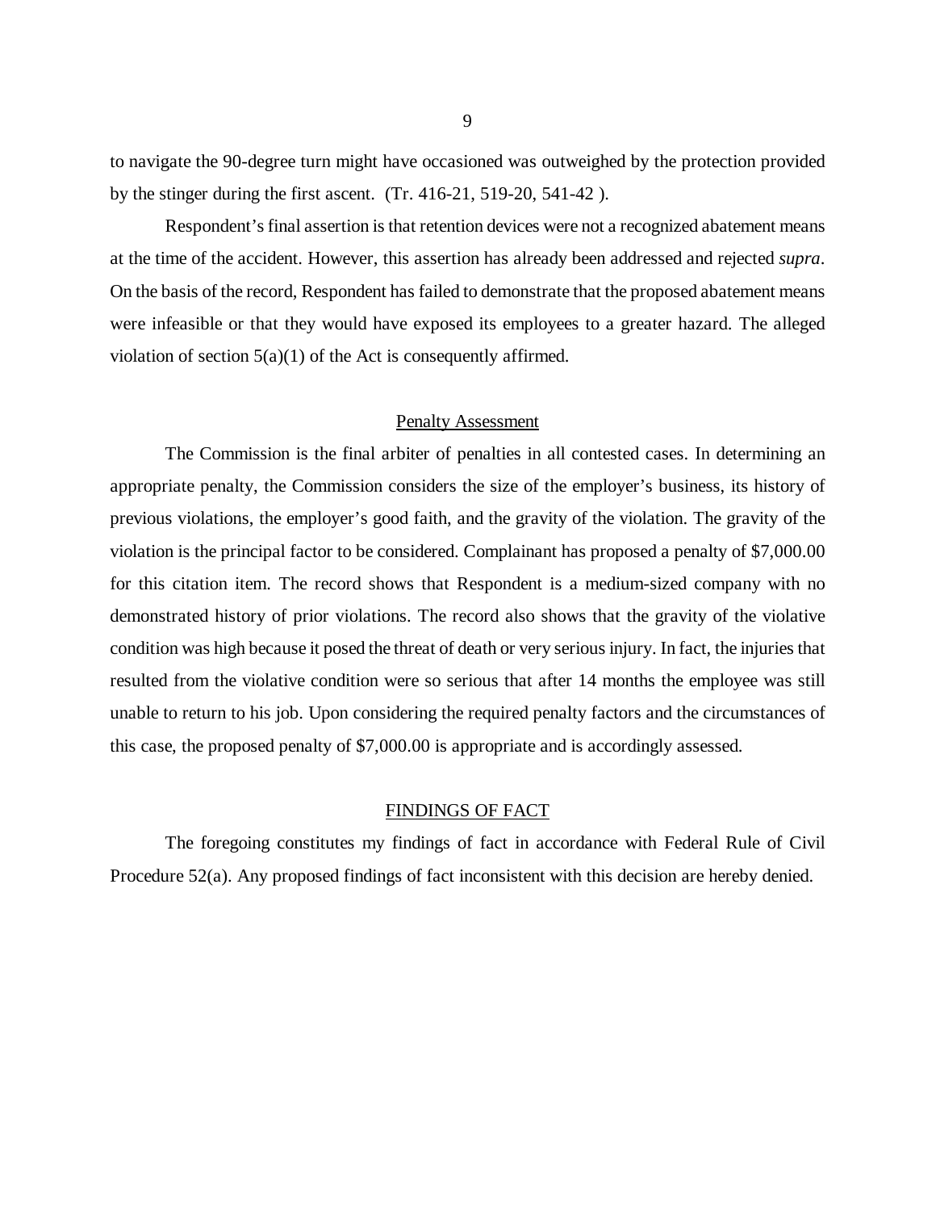to navigate the 90-degree turn might have occasioned was outweighed by the protection provided by the stinger during the first ascent. (Tr. 416-21, 519-20, 541-42 ).

Respondent's final assertion is that retention devices were not a recognized abatement means at the time of the accident. However, this assertion has already been addressed and rejected *supra*. On the basis of the record, Respondent has failed to demonstrate that the proposed abatement means were infeasible or that they would have exposed its employees to a greater hazard. The alleged violation of section 5(a)(1) of the Act is consequently affirmed.

## Penalty Assessment

The Commission is the final arbiter of penalties in all contested cases. In determining an appropriate penalty, the Commission considers the size of the employer's business, its history of previous violations, the employer's good faith, and the gravity of the violation. The gravity of the violation is the principal factor to be considered. Complainant has proposed a penalty of $7,000.00 for this citation item. The record shows that Respondent is a medium-sized company with no demonstrated history of prior violations. The record also shows that the gravity of the violative condition was high because it posed the threat of death or very serious injury. In fact, the injuries that resulted from the violative condition were so serious that after 14 months the employee was still unable to return to his job. Upon considering the required penalty factors and the circumstances of this case, the proposed penalty of $7,000.00 is appropriate and is accordingly assessed.

## FINDINGS OF FACT

The foregoing constitutes my findings of fact in accordance with Federal Rule of Civil Procedure 52(a). Any proposed findings of fact inconsistent with this decision are hereby denied.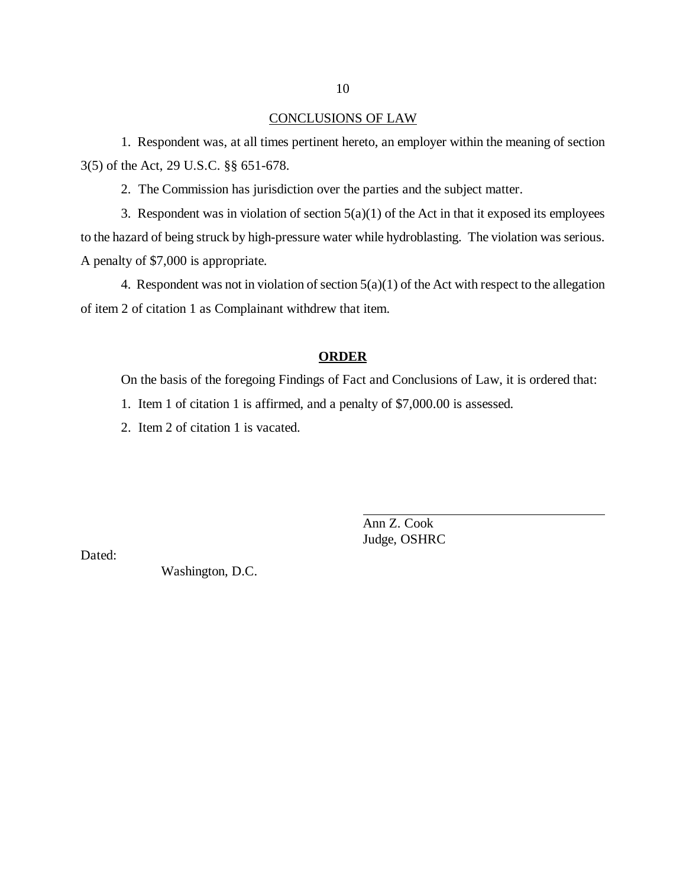## CONCLUSIONS OF LAW

1. Respondent was, at all times pertinent hereto, an employer within the meaning of section 3(5) of the Act, 29 U.S.C. §§ 651-678.

2. The Commission has jurisdiction over the parties and the subject matter.

3. Respondent was in violation of section 5(a)(1) of the Act in that it exposed its employees to the hazard of being struck by high-pressure water while hydroblasting. The violation was serious. A penalty of $7,000 is appropriate.

4. Respondent was not in violation of section 5(a)(1) of the Act with respect to the allegation of item 2 of citation 1 as Complainant withdrew that item.

## **ORDER**

On the basis of the foregoing Findings of Fact and Conclusions of Law, it is ordered that:

1. Item 1 of citation 1 is affirmed, and a penalty of $7,000.00 is assessed.

2. Item 2 of citation 1 is vacated.

Ann Z. Cook
Judge, OSHRC

Dated:

Washington, D.C.